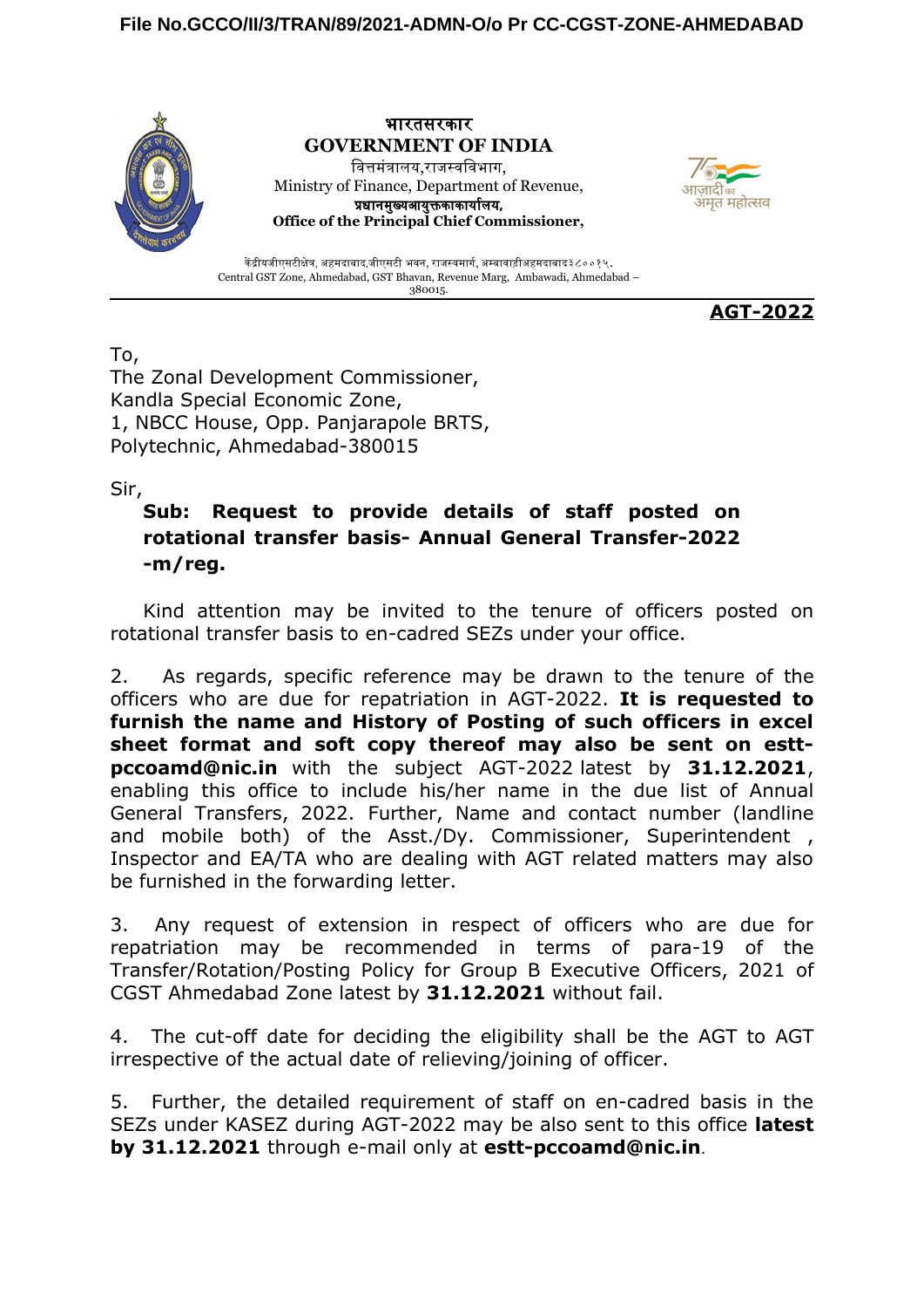File No.GCCO/II/3/TRAN/89/2021-ADMN-O/o Pr CC-CGST-ZONE-AHMEDABAD

भारतसरकार
**GOVERNMENT OF INDIA**
वित्तमंत्रालय,राजस्वविभाग,
Ministry of Finance, Department of Revenue,
**प्रधानमुख्यआयुक्तकाकार्यालय,**
**Office of the Principal Chief Commissioner,**

केंद्रीयजीएसटीक्षेत्र, अहमदाबाद,जीएसटी भवन, राजस्वमार्ग, अम्बावाडीअहमदाबाद३८००१५.
Central GST Zone, Ahmedabad, GST Bhavan, Revenue Marg, Ambawadi, Ahmedabad – 380015.

**AGT-2022**

To,
The Zonal Development Commissioner,
Kandla Special Economic Zone,
1, NBCC House, Opp. Panjarapole BRTS,
Polytechnic, Ahmedabad-380015

Sir,

**Sub: Request to provide details of staff posted on rotational transfer basis- Annual General Transfer-2022 -m/reg.**

Kind attention may be invited to the tenure of officers posted on rotational transfer basis to en-cadred SEZs under your office.

2. As regards, specific reference may be drawn to the tenure of the officers who are due for repatriation in AGT-2022. **It is requested to furnish the name and History of Posting of such officers in excel sheet format and soft copy thereof may also be sent on estt-pccoamd@nic.in** with the subject AGT-2022 latest by **31.12.2021**, enabling this office to include his/her name in the due list of Annual General Transfers, 2022. Further, Name and contact number (landline and mobile both) of the Asst./Dy. Commissioner, Superintendent , Inspector and EA/TA who are dealing with AGT related matters may also be furnished in the forwarding letter.

3. Any request of extension in respect of officers who are due for repatriation may be recommended in terms of para-19 of the Transfer/Rotation/Posting Policy for Group B Executive Officers, 2021 of CGST Ahmedabad Zone latest by **31.12.2021** without fail.

4. The cut-off date for deciding the eligibility shall be the AGT to AGT irrespective of the actual date of relieving/joining of officer.

5. Further, the detailed requirement of staff on en-cadred basis in the SEZs under KASEZ during AGT-2022 may be also sent to this office **latest by 31.12.2021** through e-mail only at **estt-pccoamd@nic.in**.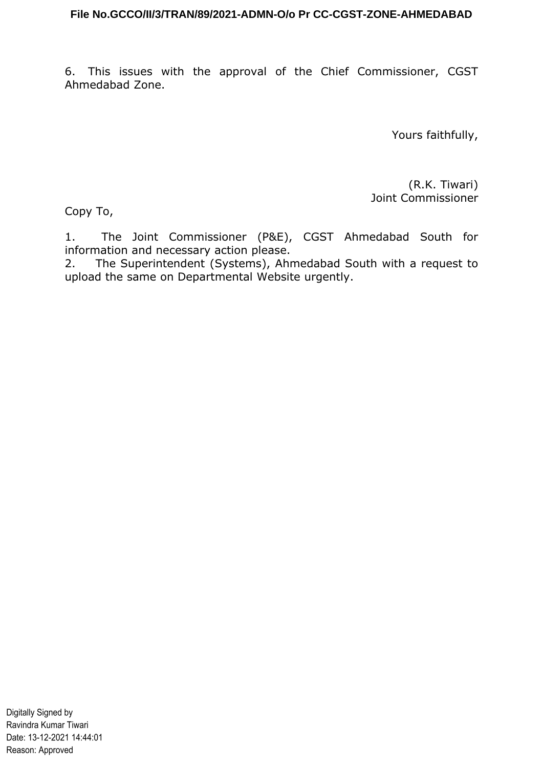6. This issues with the approval of the Chief Commissioner, CGST Ahmedabad Zone.

Yours faithfully,

(R.K. Tiwari)
Joint Commissioner

Copy To,

1. The Joint Commissioner (P&E), CGST Ahmedabad South for information and necessary action please.
2. The Superintendent (Systems), Ahmedabad South with a request to upload the same on Departmental Website urgently.

Digitally Signed by
Ravindra Kumar Tiwari
Date: 13-12-2021 14:44:01
Reason: Approved